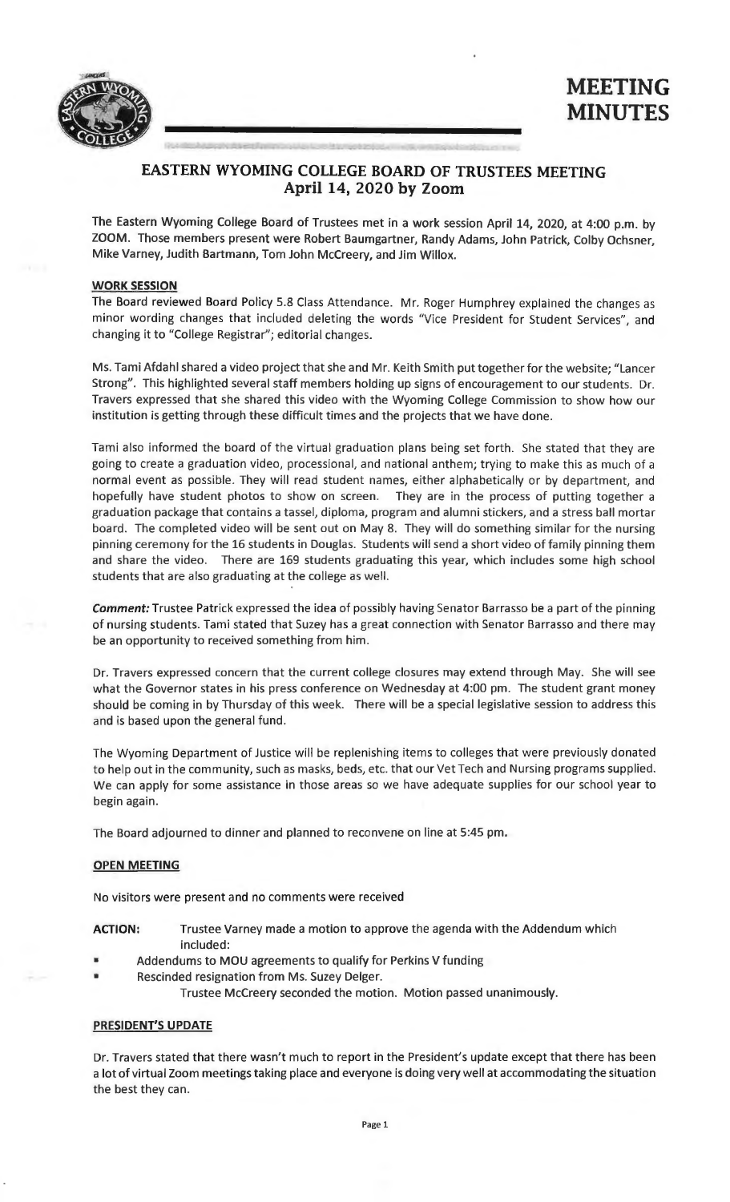# MEETING MINUTES

## EASTERN WYOMING COLLEGE BOARD OF TRUSTEES MEETING
## April 14, 2020 by Zoom

The Eastern Wyoming College Board of Trustees met in a work session April 14, 2020, at 4:00 p.m. by ZOOM. Those members present were Robert Baumgartner, Randy Adams, John Patrick, Colby Ochsner, Mike Varney, Judith Bartmann, Tom John McCreery, and Jim Willox.

### WORK SESSION

The Board reviewed Board Policy 5.8 Class Attendance. Mr. Roger Humphrey explained the changes as minor wording changes that included deleting the words "Vice President for Student Services", and changing it to "College Registrar"; editorial changes.

Ms. Tami Afdahl shared a video project that she and Mr. Keith Smith put together for the website; "Lancer Strong". This highlighted several staff members holding up signs of encouragement to our students. Dr. Travers expressed that she shared this video with the Wyoming College Commission to show how our institution is getting through these difficult times and the projects that we have done.

Tami also informed the board of the virtual graduation plans being set forth. She stated that they are going to create a graduation video, processional, and national anthem; trying to make this as much of a normal event as possible. They will read student names, either alphabetically or by department, and hopefully have student photos to show on screen. They are in the process of putting together a graduation package that contains a tassel, diploma, program and alumni stickers, and a stress ball mortar board. The completed video will be sent out on May 8. They will do something similar for the nursing pinning ceremony for the 16 students in Douglas. Students will send a short video of family pinning them and share the video. There are 169 students graduating this year, which includes some high school students that are also graduating at the college as well.

***Comment:*** Trustee Patrick expressed the idea of possibly having Senator Barrasso be a part of the pinning of nursing students. Tami stated that Suzey has a great connection with Senator Barrasso and there may be an opportunity to received something from him.

Dr. Travers expressed concern that the current college closures may extend through May. She will see what the Governor states in his press conference on Wednesday at 4:00 pm. The student grant money should be coming in by Thursday of this week. There will be a special legislative session to address this and is based upon the general fund.

The Wyoming Department of Justice will be replenishing items to colleges that were previously donated to help out in the community, such as masks, beds, etc. that our Vet Tech and Nursing programs supplied. We can apply for some assistance in those areas so we have adequate supplies for our school year to begin again.

The Board adjourned to dinner and planned to reconvene on line at 5:45 pm.

### OPEN MEETING

No visitors were present and no comments were received

**ACTION:** Trustee Varney made a motion to approve the agenda with the Addendum which included:

- Addendums to MOU agreements to qualify for Perkins V funding
- Rescinded resignation from Ms. Suzey Delger.

Trustee McCreery seconded the motion. Motion passed unanimously.

### PRESIDENT'S UPDATE

Dr. Travers stated that there wasn't much to report in the President's update except that there has been a lot of virtual Zoom meetings taking place and everyone is doing very well at accommodating the situation the best they can.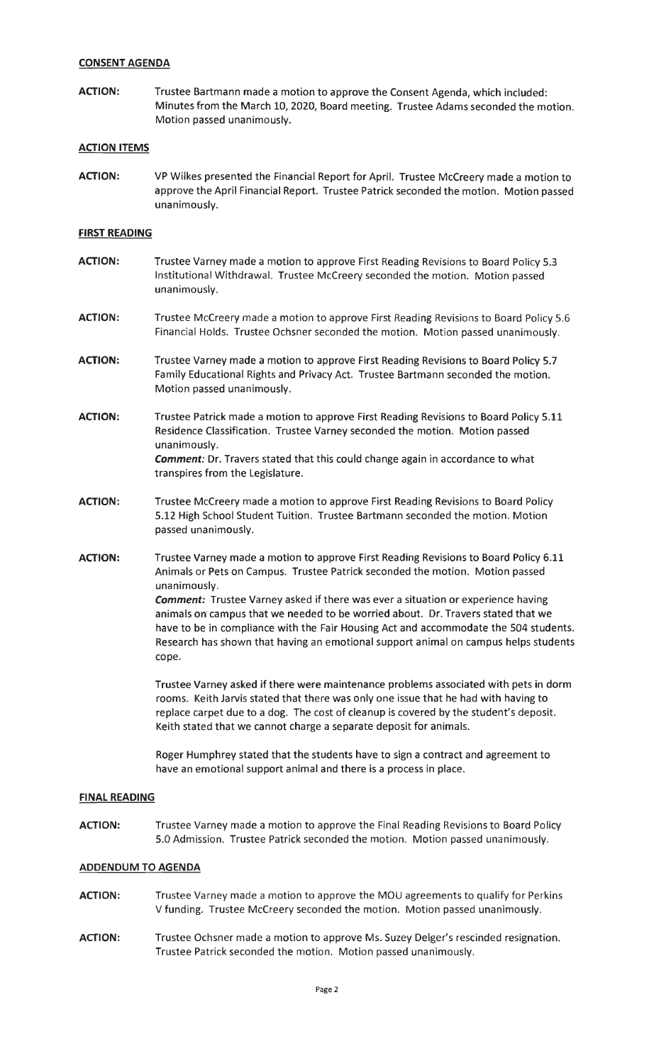**CONSENT AGENDA**

**ACTION:** Trustee Bartmann made a motion to approve the Consent Agenda, which included: Minutes from the March 10, 2020, Board meeting. Trustee Adams seconded the motion. Motion passed unanimously.

**ACTION ITEMS**

**ACTION:** VP Wilkes presented the Financial Report for April. Trustee McCreery made a motion to approve the April Financial Report. Trustee Patrick seconded the motion. Motion passed unanimously.

**FIRST READING**

**ACTION:** Trustee Varney made a motion to approve First Reading Revisions to Board Policy 5.3 Institutional Withdrawal. Trustee McCreery seconded the motion. Motion passed unanimously.

**ACTION:** Trustee McCreery made a motion to approve First Reading Revisions to Board Policy 5.6 Financial Holds. Trustee Ochsner seconded the motion. Motion passed unanimously.

**ACTION:** Trustee Varney made a motion to approve First Reading Revisions to Board Policy 5.7 Family Educational Rights and Privacy Act. Trustee Bartmann seconded the motion. Motion passed unanimously.

**ACTION:** Trustee Patrick made a motion to approve First Reading Revisions to Board Policy 5.11 Residence Classification. Trustee Varney seconded the motion. Motion passed unanimously.
***Comment:*** Dr. Travers stated that this could change again in accordance to what transpires from the Legislature.

**ACTION:** Trustee McCreery made a motion to approve First Reading Revisions to Board Policy 5.12 High School Student Tuition. Trustee Bartmann seconded the motion. Motion passed unanimously.

**ACTION:** Trustee Varney made a motion to approve First Reading Revisions to Board Policy 6.11 Animals or Pets on Campus. Trustee Patrick seconded the motion. Motion passed unanimously.
***Comment:*** Trustee Varney asked if there was ever a situation or experience having animals on campus that we needed to be worried about. Dr. Travers stated that we have to be in compliance with the Fair Housing Act and accommodate the 504 students. Research has shown that having an emotional support animal on campus helps students cope.

Trustee Varney asked if there were maintenance problems associated with pets in dorm rooms. Keith Jarvis stated that there was only one issue that he had with having to replace carpet due to a dog. The cost of cleanup is covered by the student's deposit. Keith stated that we cannot charge a separate deposit for animals.

Roger Humphrey stated that the students have to sign a contract and agreement to have an emotional support animal and there is a process in place.

**FINAL READING**

**ACTION:** Trustee Varney made a motion to approve the Final Reading Revisions to Board Policy 5.0 Admission. Trustee Patrick seconded the motion. Motion passed unanimously.

**ADDENDUM TO AGENDA**

**ACTION:** Trustee Varney made a motion to approve the MOU agreements to qualify for Perkins V funding. Trustee McCreery seconded the motion. Motion passed unanimously.

**ACTION:** Trustee Ochsner made a motion to approve Ms. Suzey Delger's rescinded resignation. Trustee Patrick seconded the motion. Motion passed unanimously.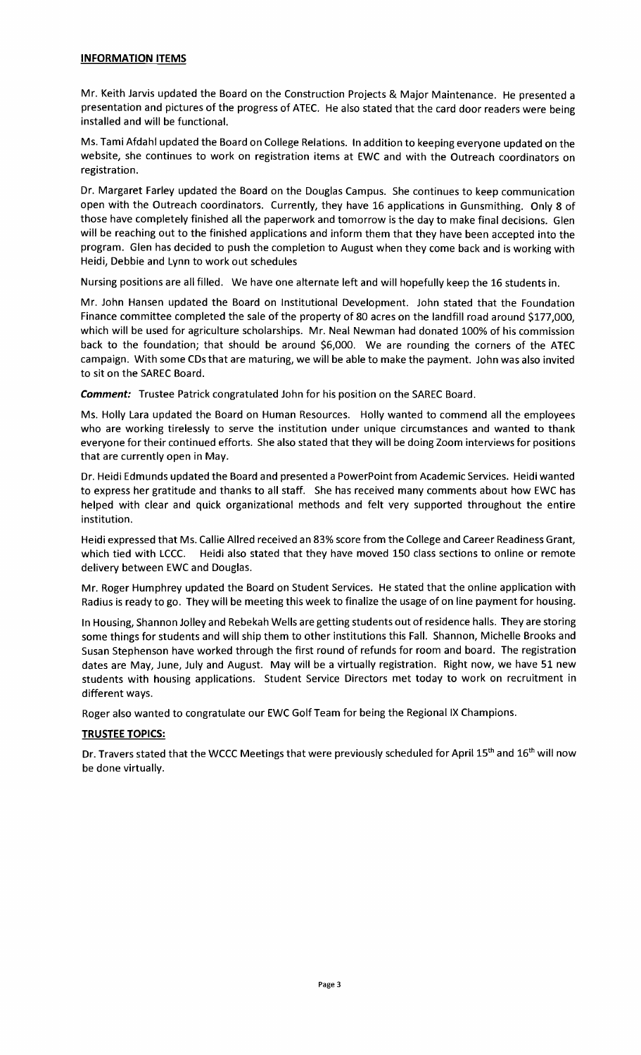**INFORMATION ITEMS**

Mr. Keith Jarvis updated the Board on the Construction Projects & Major Maintenance. He presented a presentation and pictures of the progress of ATEC. He also stated that the card door readers were being installed and will be functional.

Ms. Tami Afdahl updated the Board on College Relations. In addition to keeping everyone updated on the website, she continues to work on registration items at EWC and with the Outreach coordinators on registration.

Dr. Margaret Farley updated the Board on the Douglas Campus. She continues to keep communication open with the Outreach coordinators. Currently, they have 16 applications in Gunsmithing. Only 8 of those have completely finished all the paperwork and tomorrow is the day to make final decisions. Glen will be reaching out to the finished applications and inform them that they have been accepted into the program. Glen has decided to push the completion to August when they come back and is working with Heidi, Debbie and Lynn to work out schedules

Nursing positions are all filled. We have one alternate left and will hopefully keep the 16 students in.

Mr. John Hansen updated the Board on Institutional Development. John stated that the Foundation Finance committee completed the sale of the property of 80 acres on the landfill road around $177,000, which will be used for agriculture scholarships. Mr. Neal Newman had donated 100% of his commission back to the foundation; that should be around $6,000. We are rounding the corners of the ATEC campaign. With some CDs that are maturing, we will be able to make the payment. John was also invited to sit on the SAREC Board.

***Comment:*** Trustee Patrick congratulated John for his position on the SAREC Board.

Ms. Holly Lara updated the Board on Human Resources. Holly wanted to commend all the employees who are working tirelessly to serve the institution under unique circumstances and wanted to thank everyone for their continued efforts. She also stated that they will be doing Zoom interviews for positions that are currently open in May.

Dr. Heidi Edmunds updated the Board and presented a PowerPoint from Academic Services. Heidi wanted to express her gratitude and thanks to all staff. She has received many comments about how EWC has helped with clear and quick organizational methods and felt very supported throughout the entire institution.

Heidi expressed that Ms. Callie Allred received an 83% score from the College and Career Readiness Grant, which tied with LCCC. Heidi also stated that they have moved 150 class sections to online or remote delivery between EWC and Douglas.

Mr. Roger Humphrey updated the Board on Student Services. He stated that the online application with Radius is ready to go. They will be meeting this week to finalize the usage of on line payment for housing.

In Housing, Shannon Jolley and Rebekah Wells are getting students out of residence halls. They are storing some things for students and will ship them to other institutions this Fall. Shannon, Michelle Brooks and Susan Stephenson have worked through the first round of refunds for room and board. The registration dates are May, June, July and August. May will be a virtually registration. Right now, we have 51 new students with housing applications. Student Service Directors met today to work on recruitment in different ways.

Roger also wanted to congratulate our EWC Golf Team for being the Regional IX Champions.

**TRUSTEE TOPICS:**

Dr. Travers stated that the WCCC Meetings that were previously scheduled for April 15th and 16th will now be done virtually.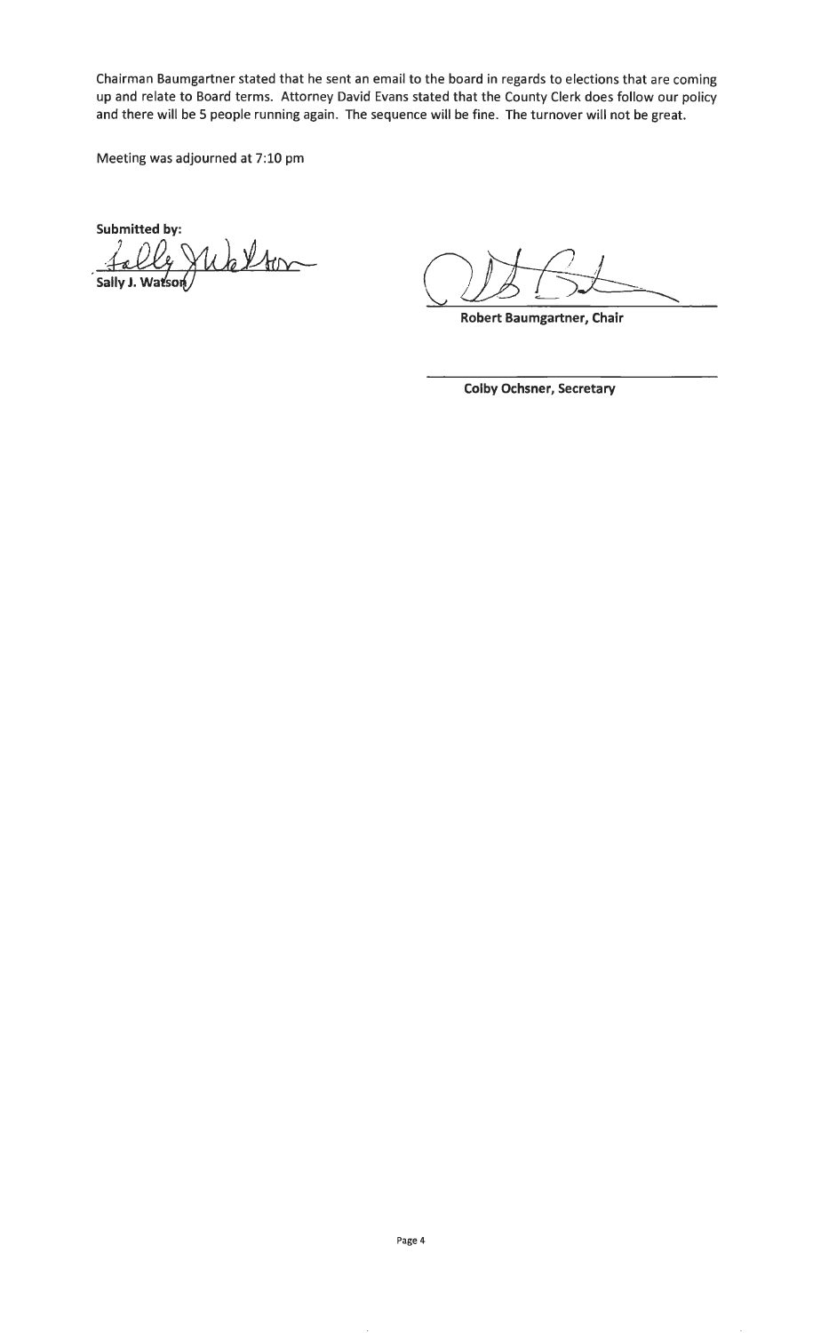Chairman Baumgartner stated that he sent an email to the board in regards to elections that are coming up and relate to Board terms. Attorney David Evans stated that the County Clerk does follow our policy and there will be 5 people running again. The sequence will be fine. The turnover will not be great.

Meeting was adjourned at 7:10 pm

**Submitted by:**

Sally J. Watson

**Robert Baumgartner, Chair**

**Colby Ochsner, Secretary**